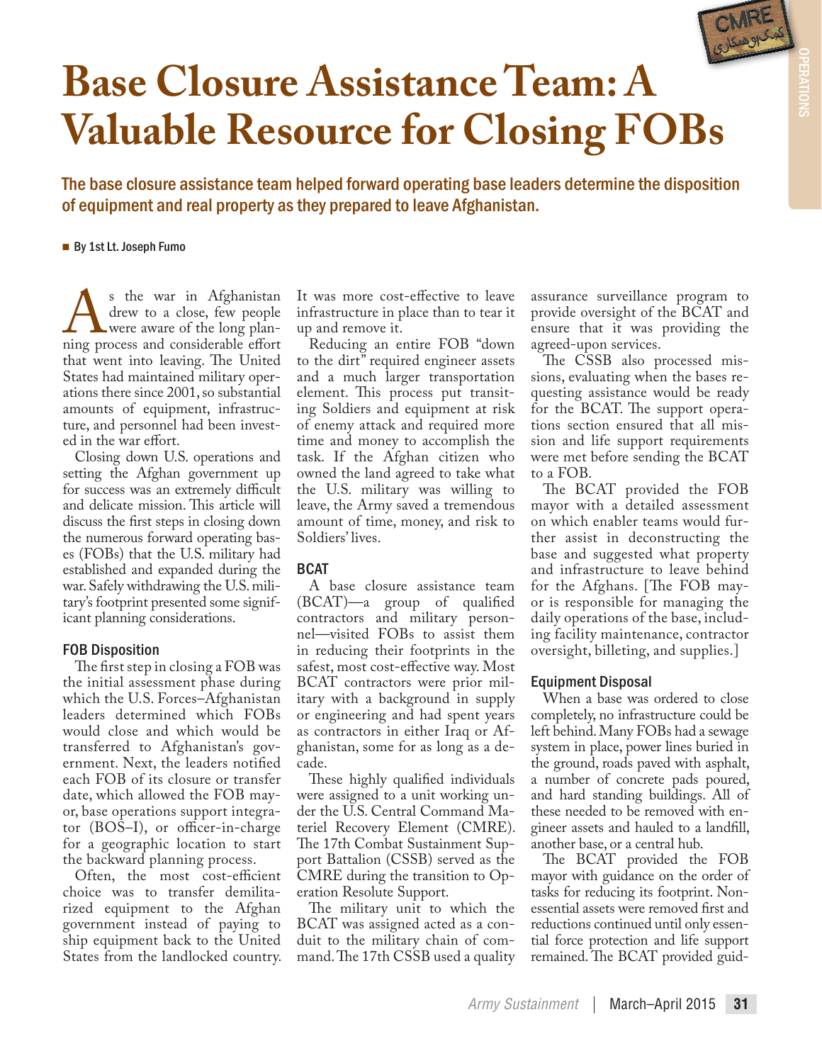# Base Closure Assistance Team: A Valuable Resource for Closing FOBs

**The base closure assistance team helped forward operating base leaders determine the disposition of equipment and real property as they prepared to leave Afghanistan.**

■ By 1st Lt. Joseph Fumo

As the war in Afghanistan drew to a close, few people were aware of the long planning process and considerable effort that went into leaving. The United States had maintained military operations there since 2001, so substantial amounts of equipment, infrastructure, and personnel had been invested in the war effort.

Closing down U.S. operations and setting the Afghan government up for success was an extremely difficult and delicate mission. This article will discuss the first steps in closing down the numerous forward operating bases (FOBs) that the U.S. military had established and expanded during the war. Safely withdrawing the U.S. military's footprint presented some significant planning considerations.

## FOB Disposition

The first step in closing a FOB was the initial assessment phase during which the U.S. Forces–Afghanistan leaders determined which FOBs would close and which would be transferred to Afghanistan's government. Next, the leaders notified each FOB of its closure or transfer date, which allowed the FOB mayor, base operations support integrator (BOS–I), or officer-in-charge for a geographic location to start the backward planning process.

Often, the most cost-efficient choice was to transfer demilitarized equipment to the Afghan government instead of paying to ship equipment back to the United States from the landlocked country. It was more cost-effective to leave infrastructure in place than to tear it up and remove it.

Reducing an entire FOB "down to the dirt" required engineer assets and a much larger transportation element. This process put transiting Soldiers and equipment at risk of enemy attack and required more time and money to accomplish the task. If the Afghan citizen who owned the land agreed to take what the U.S. military was willing to leave, the Army saved a tremendous amount of time, money, and risk to Soldiers' lives.

## BCAT

A base closure assistance team (BCAT)—a group of qualified contractors and military personnel—visited FOBs to assist them in reducing their footprints in the safest, most cost-effective way. Most BCAT contractors were prior military with a background in supply or engineering and had spent years as contractors in either Iraq or Afghanistan, some for as long as a decade.

These highly qualified individuals were assigned to a unit working under the U.S. Central Command Materiel Recovery Element (CMRE). The 17th Combat Sustainment Support Battalion (CSSB) served as the CMRE during the transition to Operation Resolute Support.

The military unit to which the BCAT was assigned acted as a conduit to the military chain of command. The 17th CSSB used a quality assurance surveillance program to provide oversight of the BCAT and ensure that it was providing the agreed-upon services.

The CSSB also processed missions, evaluating when the bases requesting assistance would be ready for the BCAT. The support operations section ensured that all mission and life support requirements were met before sending the BCAT to a FOB.

The BCAT provided the FOB mayor with a detailed assessment on which enabler teams would further assist in deconstructing the base and suggested what property and infrastructure to leave behind for the Afghans. [The FOB mayor is responsible for managing the daily operations of the base, including facility maintenance, contractor oversight, billeting, and supplies.]

## Equipment Disposal

When a base was ordered to close completely, no infrastructure could be left behind. Many FOBs had a sewage system in place, power lines buried in the ground, roads paved with asphalt, a number of concrete pads poured, and hard standing buildings. All of these needed to be removed with engineer assets and hauled to a landfill, another base, or a central hub.

The BCAT provided the FOB mayor with guidance on the order of tasks for reducing its footprint. Nonessential assets were removed first and reductions continued until only essential force protection and life support remained. The BCAT provided guid-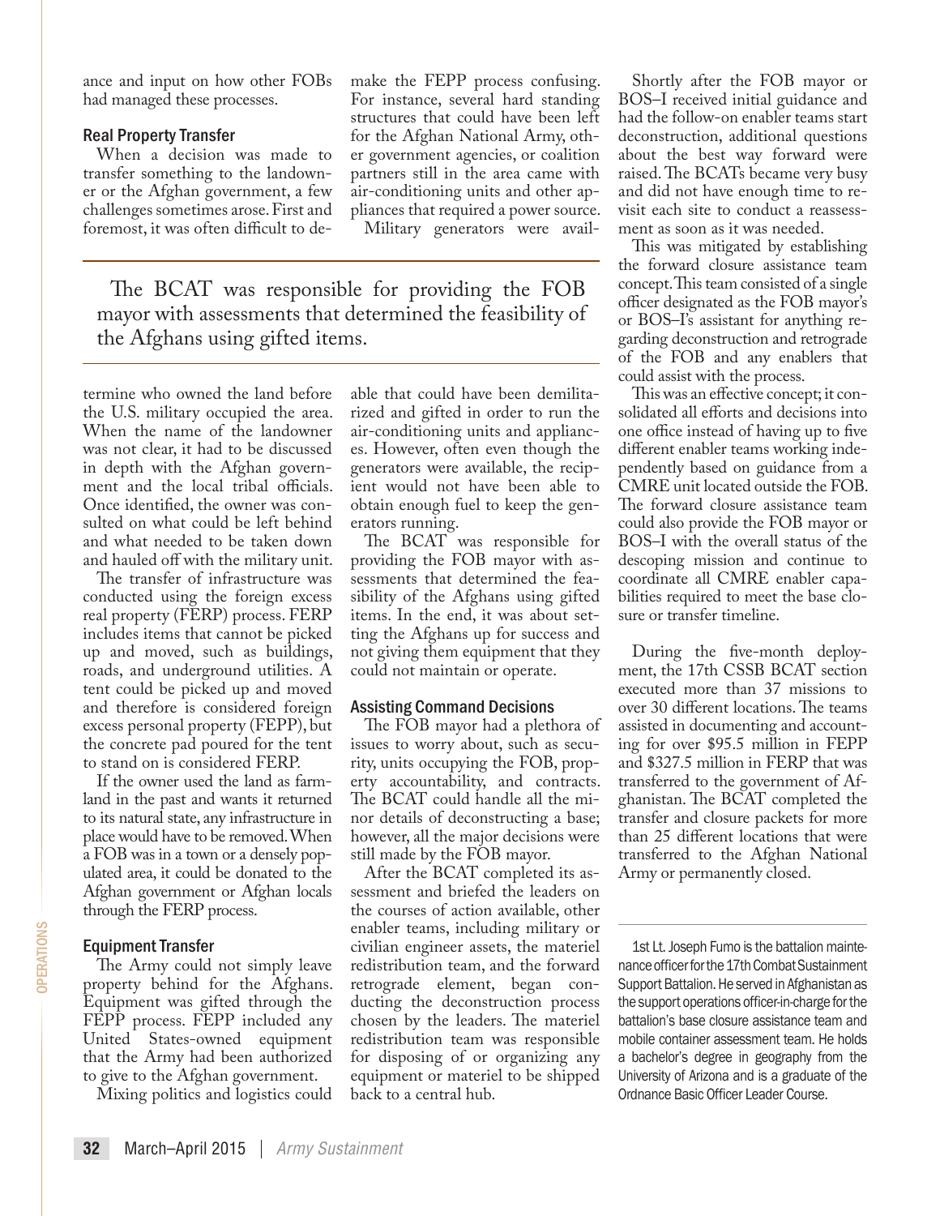ance and input on how other FOBs had managed these processes.

### Real Property Transfer

When a decision was made to transfer something to the landowner or the Afghan government, a few challenges sometimes arose. First and foremost, it was often difficult to determine who owned the land before the U.S. military occupied the area. When the name of the landowner was not clear, it had to be discussed in depth with the Afghan government and the local tribal officials. Once identified, the owner was consulted on what could be left behind and what needed to be taken down and hauled off with the military unit.

The transfer of infrastructure was conducted using the foreign excess real property (FERP) process. FERP includes items that cannot be picked up and moved, such as buildings, roads, and underground utilities. A tent could be picked up and moved and therefore is considered foreign excess personal property (FEPP), but the concrete pad poured for the tent to stand on is considered FERP.

If the owner used the land as farmland in the past and wants it returned to its natural state, any infrastructure in place would have to be removed. When a FOB was in a town or a densely populated area, it could be donated to the Afghan government or Afghan locals through the FERP process.

### Equipment Transfer

The Army could not simply leave property behind for the Afghans. Equipment was gifted through the FEPP process. FEPP included any United States-owned equipment that the Army had been authorized to give to the Afghan government.

Mixing politics and logistics could make the FEPP process confusing. For instance, several hard standing structures that could have been left for the Afghan National Army, other government agencies, or coalition partners still in the area came with air-conditioning units and other appliances that required a power source.

Military generators were available that could have been demilitarized and gifted in order to run the air-conditioning units and appliances. However, often even though the generators were available, the recipient would not have been able to obtain enough fuel to keep the generators running.

The BCAT was responsible for providing the FOB mayor with assessments that determined the feasibility of the Afghans using gifted items. In the end, it was about setting the Afghans up for success and not giving them equipment that they could not maintain or operate.

> The BCAT was responsible for providing the FOB mayor with assessments that determined the feasibility of the Afghans using gifted items.

### Assisting Command Decisions

The FOB mayor had a plethora of issues to worry about, such as security, units occupying the FOB, property accountability, and contracts. The BCAT could handle all the minor details of deconstructing a base; however, all the major decisions were still made by the FOB mayor.

After the BCAT completed its assessment and briefed the leaders on the courses of action available, other enabler teams, including military or civilian engineer assets, the materiel redistribution team, and the forward retrograde element, began conducting the deconstruction process chosen by the leaders. The materiel redistribution team was responsible for disposing of or organizing any equipment or materiel to be shipped back to a central hub.

Shortly after the FOB mayor or BOS–I received initial guidance and had the follow-on enabler teams start deconstruction, additional questions about the best way forward were raised. The BCATs became very busy and did not have enough time to revisit each site to conduct a reassessment as soon as it was needed.

This was mitigated by establishing the forward closure assistance team concept. This team consisted of a single officer designated as the FOB mayor's or BOS–I's assistant for anything regarding deconstruction and retrograde of the FOB and any enablers that could assist with the process.

This was an effective concept; it consolidated all efforts and decisions into one office instead of having up to five different enabler teams working independently based on guidance from a CMRE unit located outside the FOB. The forward closure assistance team could also provide the FOB mayor or BOS–I with the overall status of the descoping mission and continue to coordinate all CMRE enabler capabilities required to meet the base closure or transfer timeline.

During the five-month deployment, the 17th CSSB BCAT section executed more than 37 missions to over 30 different locations. The teams assisted in documenting and accounting for over $95.5 million in FEPP and $327.5 million in FERP that was transferred to the government of Afghanistan. The BCAT completed the transfer and closure packets for more than 25 different locations that were transferred to the Afghan National Army or permanently closed.

---

1st Lt. Joseph Fumo is the battalion maintenance officer for the 17th Combat Sustainment Support Battalion. He served in Afghanistan as the support operations officer-in-charge for the battalion's base closure assistance team and mobile container assessment team. He holds a bachelor's degree in geography from the University of Arizona and is a graduate of the Ordnance Basic Officer Leader Course.